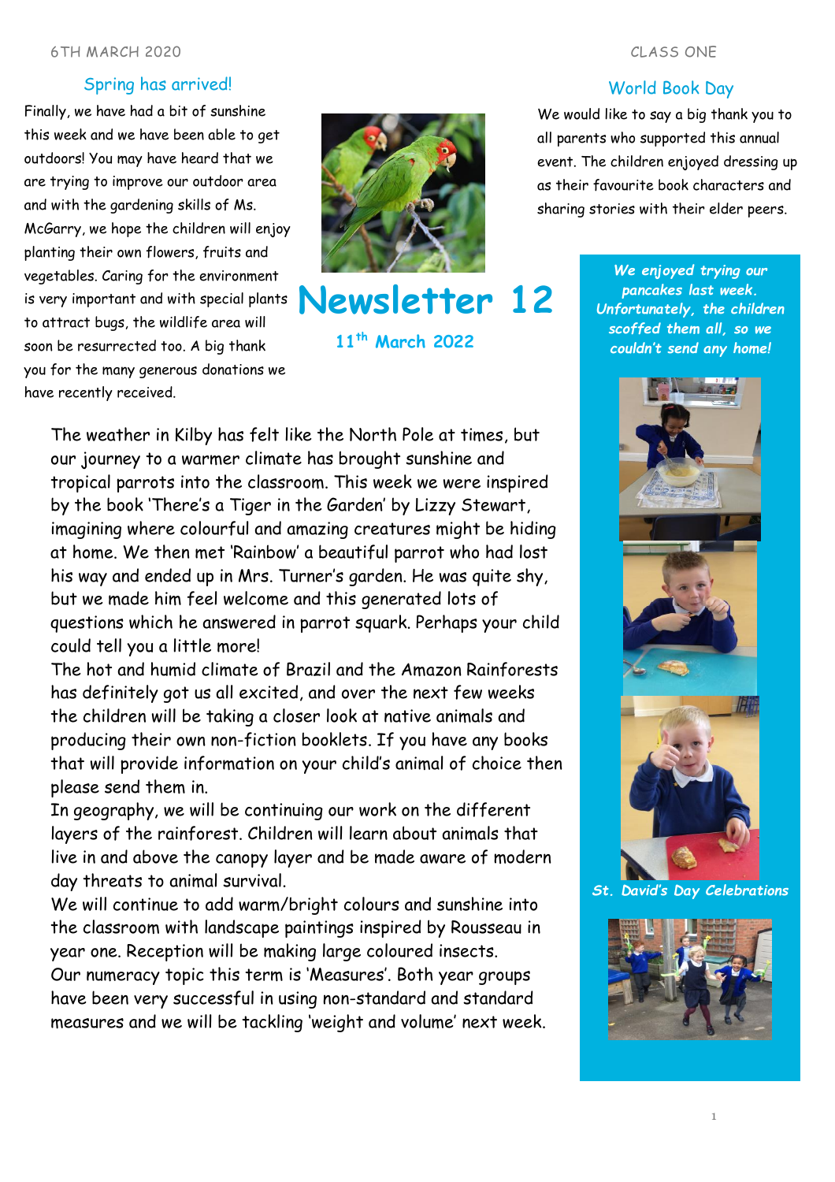6TH MARCH 2020

CLASS ONE

# Newsletter 12

**11th March 2022**

## Spring has arrived!

Finally, we have had a bit of sunshine this week and we have been able to get outdoors! You may have heard that we are trying to improve our outdoor area and with the gardening skills of Ms. McGarry, we hope the children will enjoy planting their own flowers, fruits and vegetables. Caring for the environment is very important and with special plants to attract bugs, the wildlife area will soon be resurrected too. A big thank you for the many generous donations we have recently received.

## World Book Day

We would like to say a big thank you to all parents who supported this annual event. The children enjoyed dressing up as their favourite book characters and sharing stories with their elder peers.

The weather in Kilby has felt like the North Pole at times, but our journey to a warmer climate has brought sunshine and tropical parrots into the classroom. This week we were inspired by the book 'There's a Tiger in the Garden' by Lizzy Stewart, imagining where colourful and amazing creatures might be hiding at home. We then met 'Rainbow' a beautiful parrot who had lost his way and ended up in Mrs. Turner's garden. He was quite shy, but we made him feel welcome and this generated lots of questions which he answered in parrot squark. Perhaps your child could tell you a little more!

The hot and humid climate of Brazil and the Amazon Rainforests has definitely got us all excited, and over the next few weeks the children will be taking a closer look at native animals and producing their own non-fiction booklets. If you have any books that will provide information on your child's animal of choice then please send them in.

In geography, we will be continuing our work on the different layers of the rainforest. Children will learn about animals that live in and above the canopy layer and be made aware of modern day threats to animal survival.

We will continue to add warm/bright colours and sunshine into the classroom with landscape paintings inspired by Rousseau in year one. Reception will be making large coloured insects.

Our numeracy topic this term is 'Measures'. Both year groups have been very successful in using non-standard and standard measures and we will be tackling 'weight and volume' next week.

***We enjoyed trying our pancakes last week. Unfortunately, the children scoffed them all, so we couldn't send any home!***

***St. David's Day Celebrations***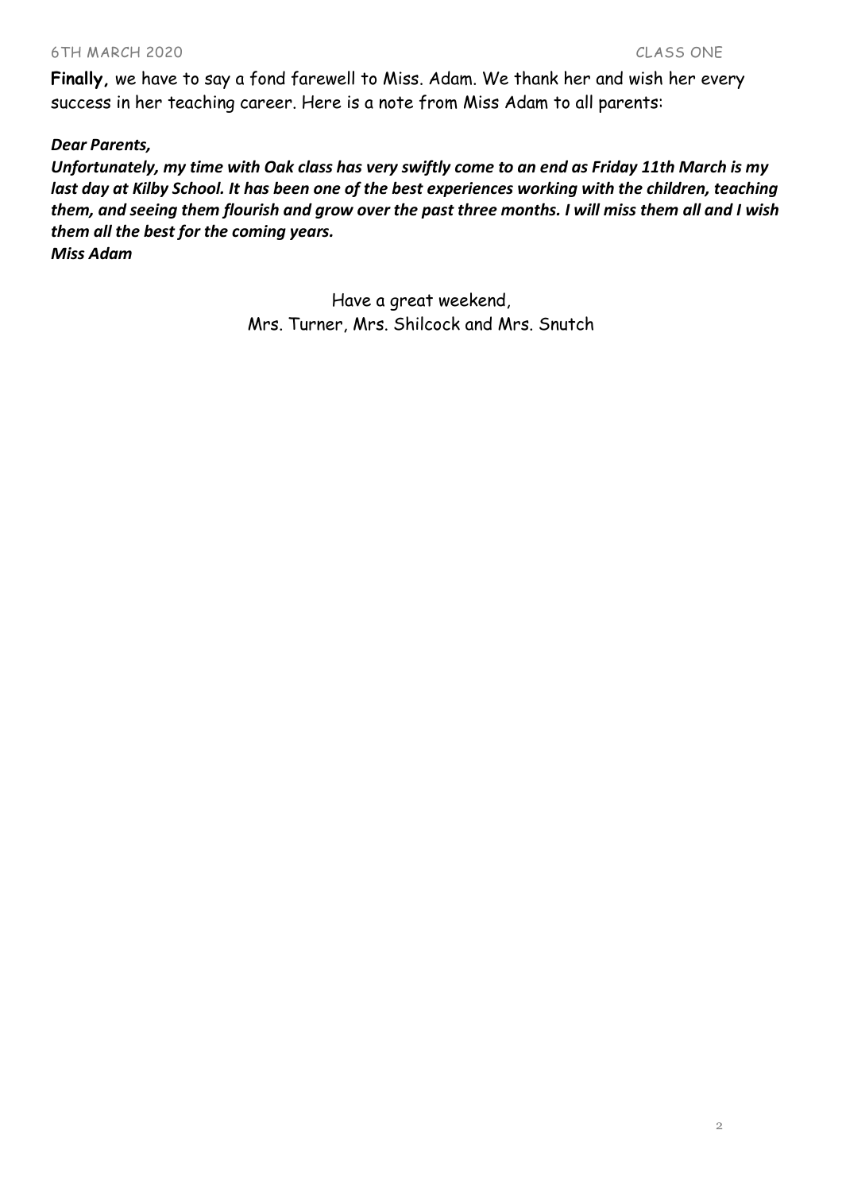**Finally,** we have to say a fond farewell to Miss. Adam. We thank her and wish her every success in her teaching career. Here is a note from Miss Adam to all parents:

***Dear Parents,***

***Unfortunately, my time with Oak class has very swiftly come to an end as Friday 11th March is my last day at Kilby School. It has been one of the best experiences working with the children, teaching them, and seeing them flourish and grow over the past three months. I will miss them all and I wish them all the best for the coming years.***

***Miss Adam***

Have a great weekend,
Mrs. Turner, Mrs. Shilcock and Mrs. Snutch